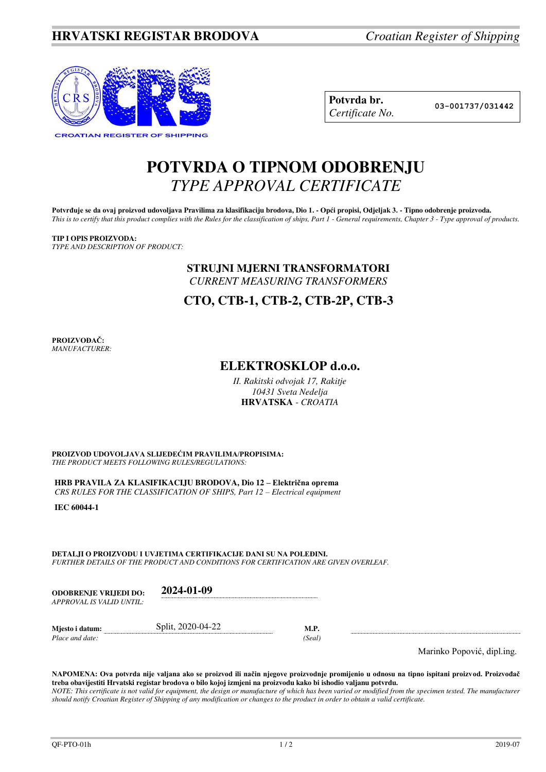**HRVATSKI REGISTAR BRODOVA** *Croatian Register of Shipping*

**Potvrda br.**
*Certificate No.* **03-001737/031442**

# POTVRDA O TIPNOM ODOBRENJU
## *TYPE APPROVAL CERTIFICATE*

**Potvrđuje se da ovaj proizvod udovoljava Pravilima za klasifikaciju brodova, Dio 1. - Opći propisi, Odjeljak 3. - Tipno odobrenje proizvoda.**
*This is to certify that this product complies with the Rules for the classification of ships, Part 1 - General requirements, Chapter 3 - Type approval of products.*

**TIP I OPIS PROIZVODA:**
*TYPE AND DESCRIPTION OF PRODUCT:*

**STRUJNI MJERNI TRANSFORMATORI**
*CURRENT MEASURING TRANSFORMERS*

**CTO, CTB-1, CTB-2, CTB-2P, CTB-3**

**PROIZVOĐAČ:**
*MANUFACTURER:*

**ELEKTROSKLOP d.o.o.**
*II. Rakitski odvojak 17, Rakitje*
*10431 Sveta Nedelja*
**HRVATSKA** - *CROATIA*

**PROIZVOD UDOVOLJAVA SLIJEDEĆIM PRAVILIMA/PROPISIMA:**
*THE PRODUCT MEETS FOLLOWING RULES/REGULATIONS:*

**HRB PRAVILA ZA KLASIFIKACIJU BRODOVA, Dio 12 – Električna oprema**
*CRS RULES FOR THE CLASSIFICATION OF SHIPS, Part 12 – Electrical equipment*

**IEC 60044-1**

**DETALJI O PROIZVODU I UVJETIMA CERTIFIKACIJE DANI SU NA POLEĐINI.**
*FURTHER DETAILS OF THE PRODUCT AND CONDITIONS FOR CERTIFICATION ARE GIVEN OVERLEAF.*

**ODOBRENJE VRIJEDI DO:** **2024-01-09**
*APPROVAL IS VALID UNTIL:*

**Mjesto i datum:** Split, 2020-04-22
*Place and date:*

**M.P.**
*(Seal)*

Marinko Popović, dipl.ing.

**NAPOMENA: Ova potvrda nije valjana ako se proizvod ili način njegove proizvodnje promijenio u odnosu na tipno ispitani proizvod. Proizvođač treba obavijestiti Hrvatski registar brodova o bilo kojoj izmjeni na proizvodu kako bi ishodio valjanu potvrdu.**
*NOTE: This certificate is not valid for equipment, the design or manufacture of which has been varied or modified from the specimen tested. The manufacturer should notify Croatian Register of Shipping of any modification or changes to the product in order to obtain a valid certificate.*

QF-PTO-01h 2019-07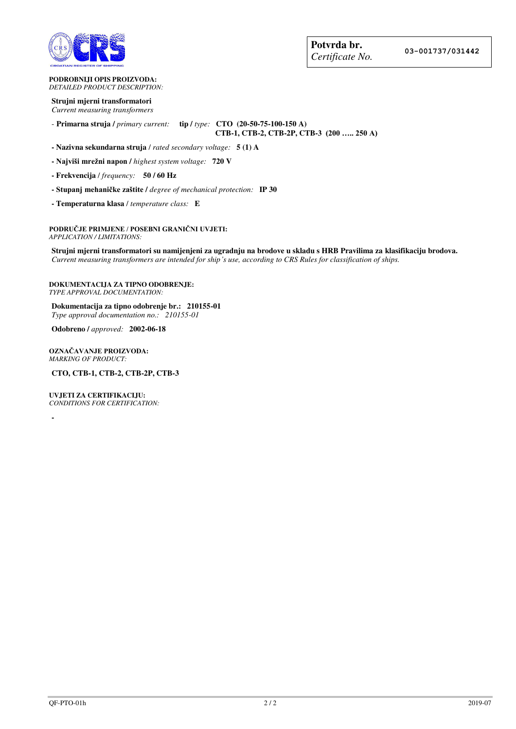**Potvrda br.** *Certificate No.* 03-001737/031442

**PODROBNIJI OPIS PROIZVODA:**
*DETAILED PRODUCT DESCRIPTION:*

**Strujni mjerni transformatori**
*Current measuring transformers*

- **Primarna struja /** *primary current:* **tip /** *type:* **CTO (20-50-75-100-150 A)**
  **CTB-1, CTB-2, CTB-2P, CTB-3 (200 ….. 250 A)**
- **Nazivna sekundarna struja** / *rated secondary voltage:* **5 (1) A**
- **Najviši mrežni napon /** *highest system voltage:* **720 V**
- **Frekvencija** / *frequency:* **50 / 60 Hz**
- **Stupanj mehaničke zaštite /** *degree of mechanical protection:* **IP 30**
- **Temperaturna klasa** / *temperature class:* **E**

**PODRUČJE PRIMJENE / POSEBNI GRANIČNI UVJETI:**
*APPLICATION / LIMITATIONS:*

**Strujni mjerni transformatori su namijenjeni za ugradnju na brodove u skladu s HRB Pravilima za klasifikaciju brodova.**
*Current measuring transformers are intended for ship's use, according to CRS Rules for classification of ships.*

**DOKUMENTACIJA ZA TIPNO ODOBRENJE:**
*TYPE APPROVAL DOCUMENTATION:*

**Dokumentacija za tipno odobrenje br.: 210155-01**
*Type approval documentation no.: 210155-01*

**Odobreno /** *approved:* **2002-06-18**

**OZNAČAVANJE PROIZVODA:**
*MARKING OF PRODUCT:*

**CTO, CTB-1, CTB-2, CTB-2P, CTB-3**

**UVJETI ZA CERTIFIKACIJU:**
*CONDITIONS FOR CERTIFICATION:*

-

QF-PTO-01h 2019-07